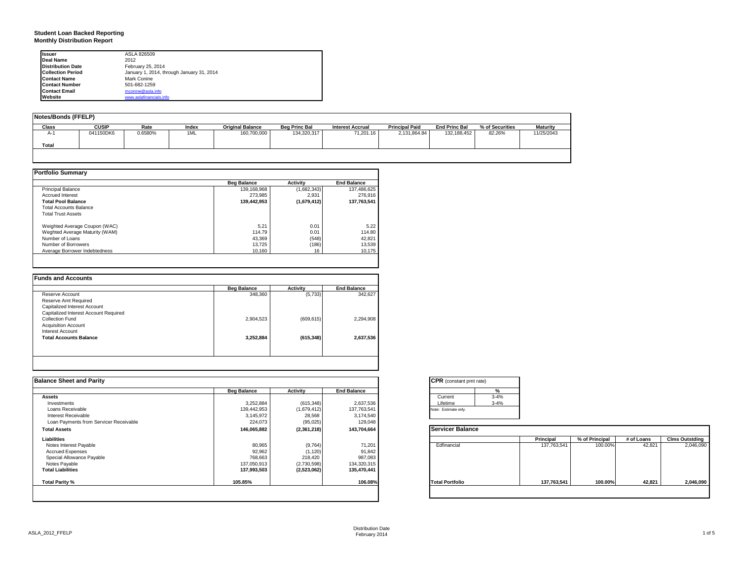**Student Loan Backed Reporting**
**Monthly Distribution Report**

| | |
|---|---|
| **Issuer** | ASLA 826509 |
| **Deal Name** | 2012 |
| **Distribution Date** | February 25, 2014 |
| **Collection Period** | January 1, 2014, through January 31, 2014 |
| **Contact Name** | Mark Conine |
| **Contact Number** | 501-682-1259 |
| **Contact Email** | mconine@asla.info |
| **Website** | www.aslafinancials.info |

**Notes/Bonds (FFELP)**

| Class | CUSIP | Rate | Index | Original Balance | Beg Princ Bal | Interest Accrual | Principal Paid | End Princ Bal | % of Securities | Maturity |
|---|---|---|---|---|---|---|---|---|---|---|
| A-1 | 041150DK6 | 0.6580% | 1ML | 160,700,000 | 134,320,317 | 71,201.16 | 2,131,864.84 | 132,188,452 | *82.26%* | 11/25/2043 |
| **Total** | | | | | | | | | | |

**Portfolio Summary**

| | Beg Balance | Activity | End Balance |
|---|---|---|---|
| Principal Balance | 139,168,968 | (1,682,343) | 137,486,625 |
| Accrued Interest | 273,985 | 2,931 | 276,916 |
| **Total Pool Balance** | **139,442,953** | **(1,679,412)** | **137,763,541** |
| Total Accounts Balance | | | |
| Total Trust Assets | | | |
| Weighted Average Coupon (WAC) | 5.21 | 0.01 | 5.22 |
| Weghted Average Maturity (WAM) | 114.79 | 0.01 | 114.80 |
| Number of Loans | 43,369 | (548) | 42,821 |
| Number of Borrowers | 13,725 | (186) | 13,539 |
| Average Borrower Indebtedness | 10,160 | 16 | 10,175 |

**Funds and Accounts**

| | Beg Balance | Activity | End Balance |
|---|---|---|---|
| Reserve Account | 348,360 | (5,733) | 342,627 |
| Reserve Amt Required | | | |
| Capitalized Interest Account | | | |
| Capitalized Interest Account Required | | | |
| Collection Fund | 2,904,523 | (609,615) | 2,294,908 |
| Acquisition Account | | | |
| Interest Account | | | |
| **Total Accounts Balance** | **3,252,884** | **(615,348)** | **2,637,536** |

**Balance Sheet and Parity**

| | Beg Balance | Activity | End Balance |
|---|---|---|---|
| **Assets** | | | |
| Investments | 3,252,884 | (615,348) | 2,637,536 |
| Loans Receivable | 139,442,953 | (1,679,412) | 137,763,541 |
| Interest Receivable | 3,145,972 | 28,568 | 3,174,540 |
| Loan Payments from Servicer Receivable | 224,073 | (95,025) | 129,048 |
| **Total Assets** | **146,065,882** | **(2,361,218)** | **143,704,664** |
| **Liabilities** | | | |
| Notes Interest Payable | 80,965 | (9,764) | 71,201 |
| Accrued Expenses | 92,962 | (1,120) | 91,842 |
| Special Allowance Payable | 768,663 | 218,420 | 987,083 |
| Notes Payable | 137,050,913 | (2,730,598) | 134,320,315 |
| **Total Liabilities** | **137,993,503** | **(2,523,062)** | **135,470,441** |
| **Total Parity %** | **105.85%** | | **106.08%** |

**CPR** (constant pmt rate)

| | % |
|---|---|
| Current | 3-4% |
| Lifetime | 3-4% |

Note: Estimate only.

**Servicer Balance**

| | Principal | % of Principal | # of Loans | Clms Outstding |
|---|---|---|---|---|
| Edfinancial | 137,763,541 | 100.00% | 42,821 | 2,046,090 |
| **Total Portfolio** | **137,763,541** | **100.00%** | **42,821** | **2,046,090** |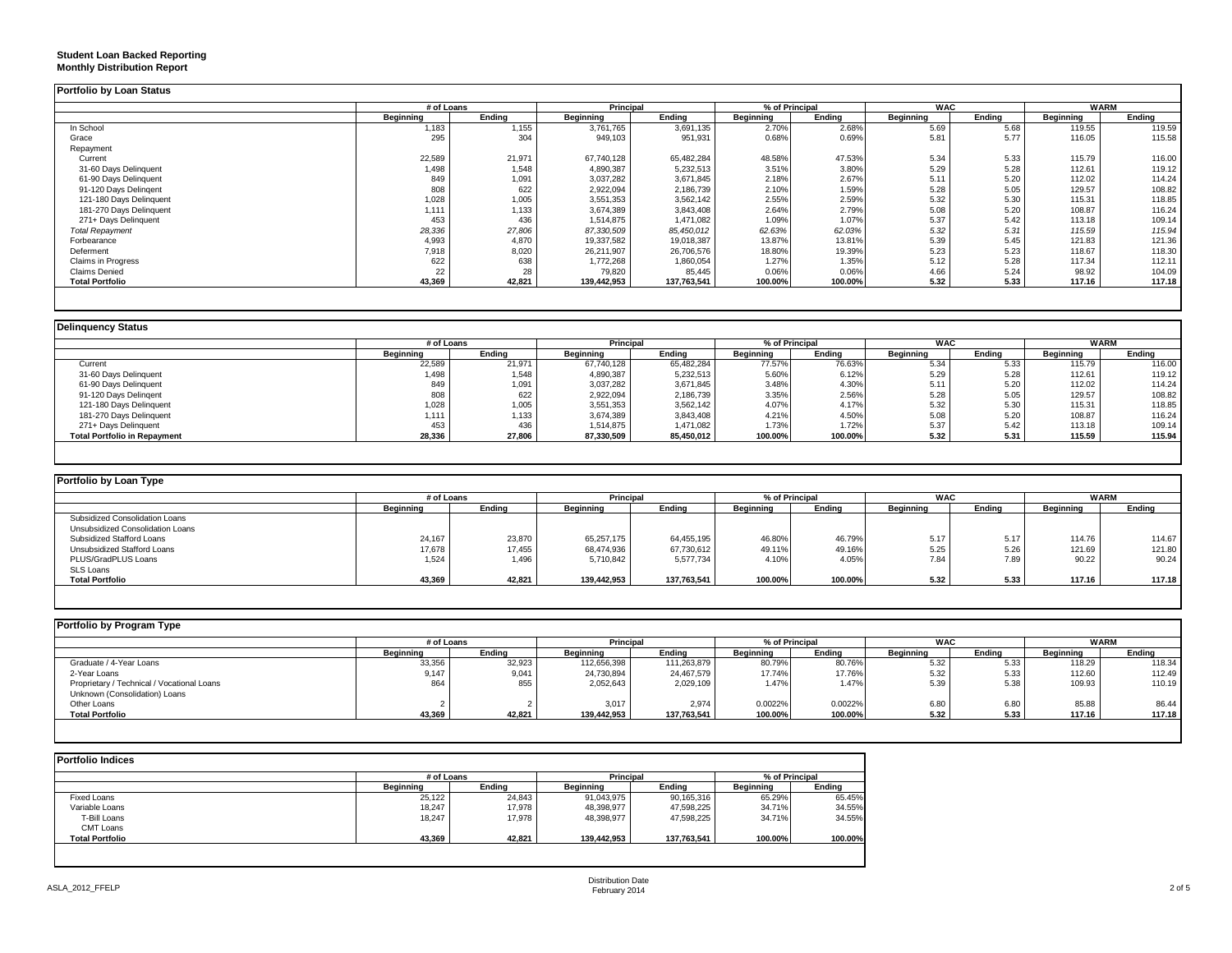**Student Loan Backed Reporting**
**Monthly Distribution Report**

## Portfolio by Loan Status

| | # of Loans | | Principal | | % of Principal | | WAC | | WARM | |
|---|---|---|---|---|---|---|---|---|---|---|
| | Beginning | Ending | Beginning | Ending | Beginning | Ending | Beginning | Ending | Beginning | Ending |
| In School | 1,183 | 1,155 | 3,761,765 | 3,691,135 | 2.70% | 2.68% | 5.69 | 5.68 | 119.55 | 119.59 |
| Grace | 295 | 304 | 949,103 | 951,931 | 0.68% | 0.69% | 5.81 | 5.77 | 116.05 | 115.58 |
| Repayment | | | | | | | | | | |
| Current | 22,589 | 21,971 | 67,740,128 | 65,482,284 | 48.58% | 47.53% | 5.34 | 5.33 | 115.79 | 116.00 |
| 31-60 Days Delinquent | 1,498 | 1,548 | 4,890,387 | 5,232,513 | 3.51% | 3.80% | 5.29 | 5.28 | 112.61 | 119.12 |
| 61-90 Days Delinquent | 849 | 1,091 | 3,037,282 | 3,671,845 | 2.18% | 2.67% | 5.11 | 5.20 | 112.02 | 114.24 |
| 91-120 Days Delingent | 808 | 622 | 2,922,094 | 2,186,739 | 2.10% | 1.59% | 5.28 | 5.05 | 129.57 | 108.82 |
| 121-180 Days Delinquent | 1,028 | 1,005 | 3,551,353 | 3,562,142 | 2.55% | 2.59% | 5.32 | 5.30 | 115.31 | 118.85 |
| 181-270 Days Delinquent | 1,111 | 1,133 | 3,674,389 | 3,843,408 | 2.64% | 2.79% | 5.08 | 5.20 | 108.87 | 116.24 |
| 271+ Days Delinquent | 453 | 436 | 1,514,875 | 1,471,082 | 1.09% | 1.07% | 5.37 | 5.42 | 113.18 | 109.14 |
| *Total Repayment* | *28,336* | *27,806* | *87,330,509* | *85,450,012* | *62.63%* | *62.03%* | *5.32* | *5.31* | *115.59* | *115.94* |
| Forbearance | 4,993 | 4,870 | 19,337,582 | 19,018,387 | 13.87% | 13.81% | 5.39 | 5.45 | 121.83 | 121.36 |
| Deferment | 7,918 | 8,020 | 26,211,907 | 26,706,576 | 18.80% | 19.39% | 5.23 | 5.23 | 118.67 | 118.30 |
| Claims in Progress | 622 | 638 | 1,772,268 | 1,860,054 | 1.27% | 1.35% | 5.12 | 5.28 | 117.34 | 112.11 |
| Claims Denied | 22 | 28 | 79,820 | 85,445 | 0.06% | 0.06% | 4.66 | 5.24 | 98.92 | 104.09 |
| **Total Portfolio** | **43,369** | **42,821** | **139,442,953** | **137,763,541** | **100.00%** | **100.00%** | **5.32** | **5.33** | **117.16** | **117.18** |

## Delinquency Status

| | # of Loans | | Principal | | % of Principal | | WAC | | WARM | |
|---|---|---|---|---|---|---|---|---|---|---|
| | Beginning | Ending | Beginning | Ending | Beginning | Ending | Beginning | Ending | Beginning | Ending |
| Current | 22,589 | 21,971 | 67,740,128 | 65,482,284 | 77.57% | 76.63% | 5.34 | 5.33 | 115.79 | 116.00 |
| 31-60 Days Delinquent | 1,498 | 1,548 | 4,890,387 | 5,232,513 | 5.60% | 6.12% | 5.29 | 5.28 | 112.61 | 119.12 |
| 61-90 Days Delinquent | 849 | 1,091 | 3,037,282 | 3,671,845 | 3.48% | 4.30% | 5.11 | 5.20 | 112.02 | 114.24 |
| 91-120 Days Delingent | 808 | 622 | 2,922,094 | 2,186,739 | 3.35% | 2.56% | 5.28 | 5.05 | 129.57 | 108.82 |
| 121-180 Days Delinquent | 1,028 | 1,005 | 3,551,353 | 3,562,142 | 4.07% | 4.17% | 5.32 | 5.30 | 115.31 | 118.85 |
| 181-270 Days Delinquent | 1,111 | 1,133 | 3,674,389 | 3,843,408 | 4.21% | 4.50% | 5.08 | 5.20 | 108.87 | 116.24 |
| 271+ Days Delinquent | 453 | 436 | 1,514,875 | 1,471,082 | 1.73% | 1.72% | 5.37 | 5.42 | 113.18 | 109.14 |
| **Total Portfolio in Repayment** | **28,336** | **27,806** | **87,330,509** | **85,450,012** | **100.00%** | **100.00%** | **5.32** | **5.31** | **115.59** | **115.94** |

## Portfolio by Loan Type

| | # of Loans | | Principal | | % of Principal | | WAC | | WARM | |
|---|---|---|---|---|---|---|---|---|---|---|
| | Beginning | Ending | Beginning | Ending | Beginning | Ending | Beginning | Ending | Beginning | Ending |
| Subsidized Consolidation Loans | | | | | | | | | | |
| Unsubsidized Consolidation Loans | | | | | | | | | | |
| Subsidized Stafford Loans | 24,167 | 23,870 | 65,257,175 | 64,455,195 | 46.80% | 46.79% | 5.17 | 5.17 | 114.76 | 114.67 |
| Unsubsidized Stafford Loans | 17,678 | 17,455 | 68,474,936 | 67,730,612 | 49.11% | 49.16% | 5.25 | 5.26 | 121.69 | 121.80 |
| PLUS/GradPLUS Loans | 1,524 | 1,496 | 5,710,842 | 5,577,734 | 4.10% | 4.05% | 7.84 | 7.89 | 90.22 | 90.24 |
| SLS Loans | | | | | | | | | | |
| **Total Portfolio** | **43,369** | **42,821** | **139,442,953** | **137,763,541** | **100.00%** | **100.00%** | **5.32** | **5.33** | **117.16** | **117.18** |

## Portfolio by Program Type

| | # of Loans | | Principal | | % of Principal | | WAC | | WARM | |
|---|---|---|---|---|---|---|---|---|---|---|
| | Beginning | Ending | Beginning | Ending | Beginning | Ending | Beginning | Ending | Beginning | Ending |
| Graduate / 4-Year Loans | 33,356 | 32,923 | 112,656,398 | 111,263,879 | 80.79% | 80.76% | 5.32 | 5.33 | 118.29 | 118.34 |
| 2-Year Loans | 9,147 | 9,041 | 24,730,894 | 24,467,579 | 17.74% | 17.76% | 5.32 | 5.33 | 112.60 | 112.49 |
| Proprietary / Technical / Vocational Loans | 864 | 855 | 2,052,643 | 2,029,109 | 1.47% | 1.47% | 5.39 | 5.38 | 109.93 | 110.19 |
| Unknown (Consolidation) Loans | | | | | | | | | | |
| Other Loans | 2 | 2 | 3,017 | 2,974 | 0.0022% | 0.0022% | 6.80 | 6.80 | 85.88 | 86.44 |
| **Total Portfolio** | **43,369** | **42,821** | **139,442,953** | **137,763,541** | **100.00%** | **100.00%** | **5.32** | **5.33** | **117.16** | **117.18** |

## Portfolio Indices

| | # of Loans | | Principal | | % of Principal | |
|---|---|---|---|---|---|---|
| | Beginning | Ending | Beginning | Ending | Beginning | Ending |
| Fixed Loans | 25,122 | 24,843 | 91,043,975 | 90,165,316 | 65.29% | 65.45% |
| Variable Loans | 18,247 | 17,978 | 48,398,977 | 47,598,225 | 34.71% | 34.55% |
| T-Bill Loans | 18,247 | 17,978 | 48,398,977 | 47,598,225 | 34.71% | 34.55% |
| CMT Loans | | | | | | |
| **Total Portfolio** | **43,369** | **42,821** | **139,442,953** | **137,763,541** | **100.00%** | **100.00%** |

ASLA_2012_FFELP

Distribution Date
February 2014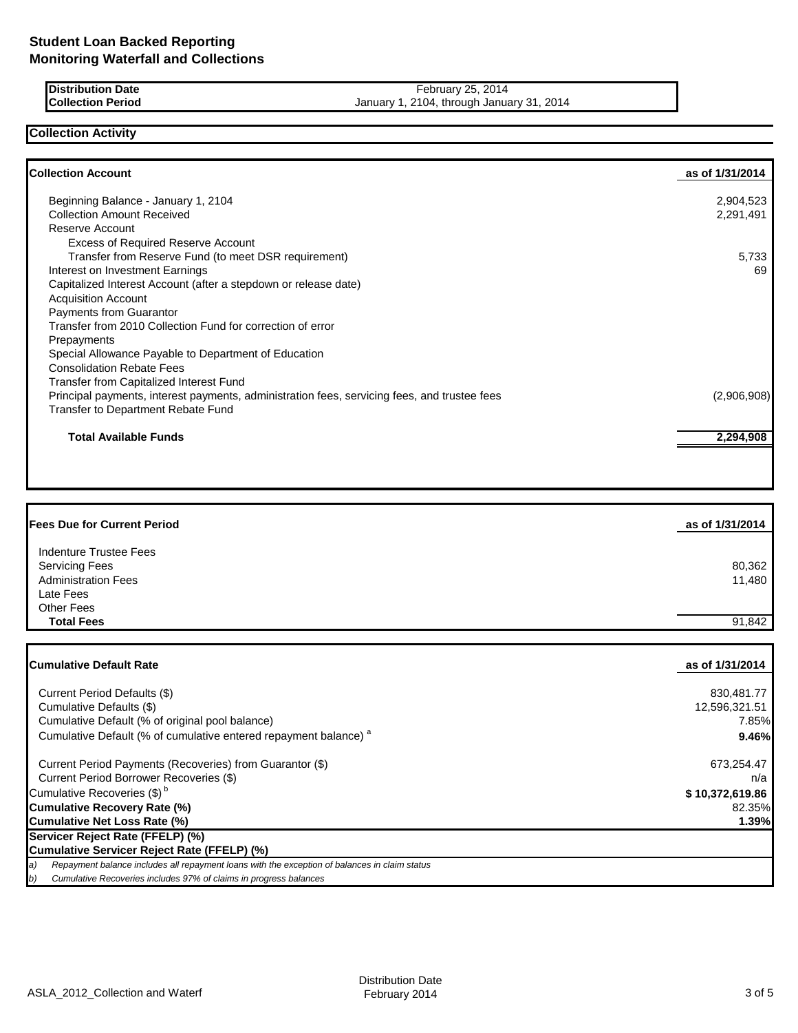# Student Loan Backed Reporting
# Monitoring Waterfall and Collections

| | |
|---|---|
| **Distribution Date** | February 25, 2014 |
| **Collection Period** | January 1, 2104, through January 31, 2014 |

## Collection Activity

| **Collection Account** | **as of 1/31/2014** |
|---|---|
| Beginning Balance - January 1, 2104 | 2,904,523 |
| Collection Amount Received | 2,291,491 |
| Reserve Account | |
| Excess of Required Reserve Account | |
| Transfer from Reserve Fund (to meet DSR requirement) | 5,733 |
| Interest on Investment Earnings | 69 |
| Capitalized Interest Account (after a stepdown or release date) | |
| Acquisition Account | |
| Payments from Guarantor | |
| Transfer from 2010 Collection Fund for correction of error | |
| Prepayments | |
| Special Allowance Payable to Department of Education | |
| Consolidation Rebate Fees | |
| Transfer from Capitalized Interest Fund | |
| Principal payments, interest payments, administration fees, servicing fees, and trustee fees | (2,906,908) |
| Transfer to Department Rebate Fund | |
| **Total Available Funds** | **2,294,908** |

| **Fees Due for Current Period** | **as of 1/31/2014** |
|---|---|
| Indenture Trustee Fees | |
| Servicing Fees | 80,362 |
| Administration Fees | 11,480 |
| Late Fees | |
| Other Fees | |
| **Total Fees** | 91,842 |

| **Cumulative Default Rate** | **as of 1/31/2014** |
|---|---|
| Current Period Defaults ($) | 830,481.77 |
| Cumulative Defaults ($) | 12,596,321.51 |
| Cumulative Default (% of original pool balance) | 7.85% |
| Cumulative Default (% of cumulative entered repayment balance) [a] | **9.46%** |
| Current Period Payments (Recoveries) from Guarantor ($) | 673,254.47 |
| Current Period Borrower Recoveries ($) | n/a |
| Cumulative Recoveries ($) [b] | **$ 10,372,619.86** |
| **Cumulative Recovery Rate (%)** | 82.35% |
| **Cumulative Net Loss Rate (%)** | **1.39%** |
| **Servicer Reject Rate (FFELP) (%)** | |
| **Cumulative Servicer Reject Rate (FFELP) (%)** | |

*a) Repayment balance includes all repayment loans with the exception of balances in claim status*

*b) Cumulative Recoveries includes 97% of claims in progress balances*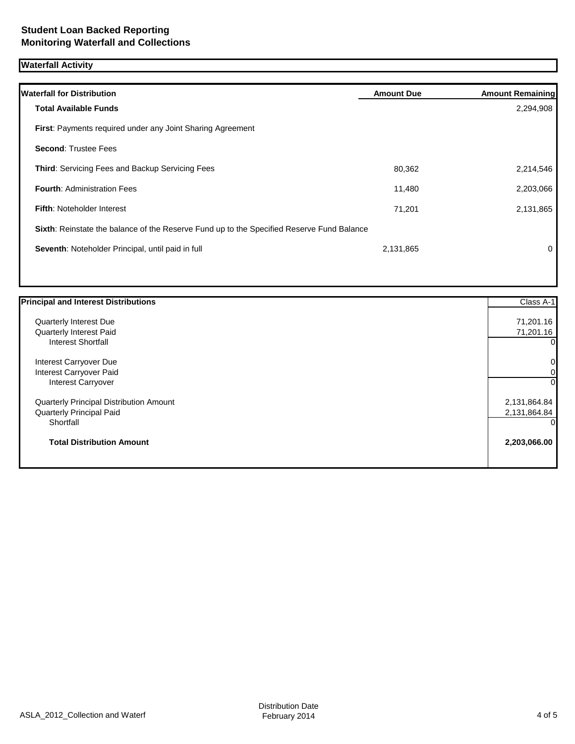## Student Loan Backed Reporting
## Monitoring Waterfall and Collections

### Waterfall Activity

| Waterfall for Distribution | Amount Due | Amount Remaining |
|---|---|---|
| **Total Available Funds** | | 2,294,908 |
| **First**: Payments required under any Joint Sharing Agreement | | |
| **Second**: Trustee Fees | | |
| **Third**: Servicing Fees and Backup Servicing Fees | 80,362 | 2,214,546 |
| **Fourth**: Administration Fees | 11,480 | 2,203,066 |
| **Fifth**: Noteholder Interest | 71,201 | 2,131,865 |
| **Sixth**: Reinstate the balance of the Reserve Fund up to the Specified Reserve Fund Balance | | |
| **Seventh**: Noteholder Principal, until paid in full | 2,131,865 | 0 |

| Principal and Interest Distributions | Class A-1 |
|---|---|
| Quarterly Interest Due | 71,201.16 |
| Quarterly Interest Paid | 71,201.16 |
| Interest Shortfall | 0 |
| Interest Carryover Due | 0 |
| Interest Carryover Paid | 0 |
| Interest Carryover | 0 |
| Quarterly Principal Distribution Amount | 2,131,864.84 |
| Quarterly Principal Paid | 2,131,864.84 |
| Shortfall | 0 |
| **Total Distribution Amount** | **2,203,066.00** |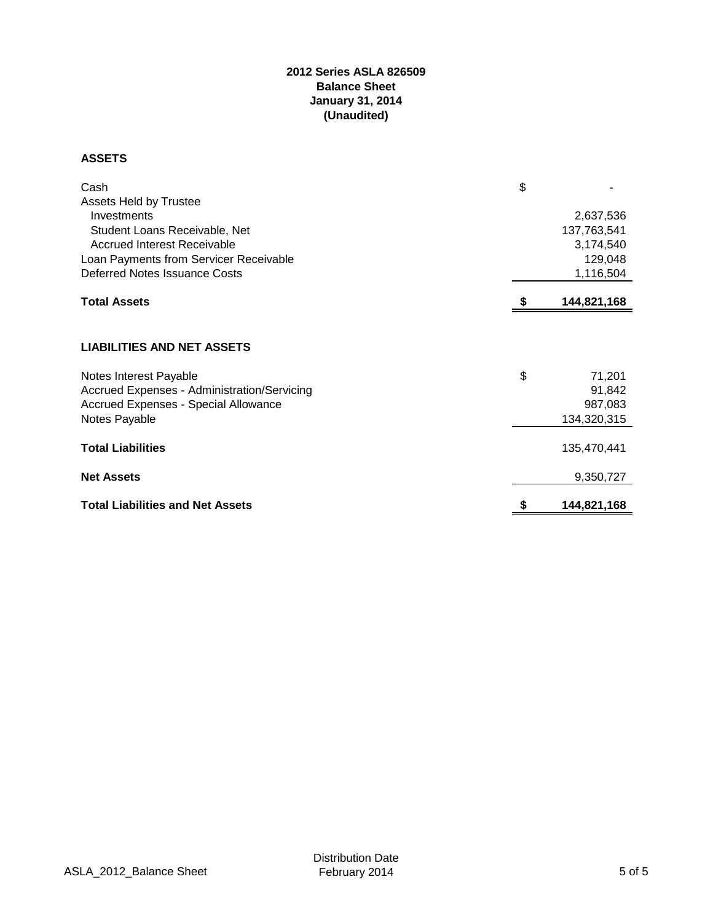**2012 Series ASLA 826509**
**Balance Sheet**
**January 31, 2014**
**(Unaudited)**

**ASSETS**

| | | |
|---|---|---|
| Cash | $ | - |
| Assets Held by Trustee | | |
| Investments | | 2,637,536 |
| Student Loans Receivable, Net | | 137,763,541 |
| Accrued Interest Receivable | | 3,174,540 |
| Loan Payments from Servicer Receivable | | 129,048 |
| Deferred Notes Issuance Costs | | 1,116,504 |
| **Total Assets** | **$** | **144,821,168** |

**LIABILITIES AND NET ASSETS**

| | | |
|---|---|---|
| Notes Interest Payable | $ | 71,201 |
| Accrued Expenses - Administration/Servicing | | 91,842 |
| Accrued Expenses - Special Allowance | | 987,083 |
| Notes Payable | | 134,320,315 |
| **Total Liabilities** | | 135,470,441 |
| **Net Assets** | | 9,350,727 |
| **Total Liabilities and Net Assets** | **$** | **144,821,168** |

ASLA_2012_Balance Sheet

Distribution Date
February 2014